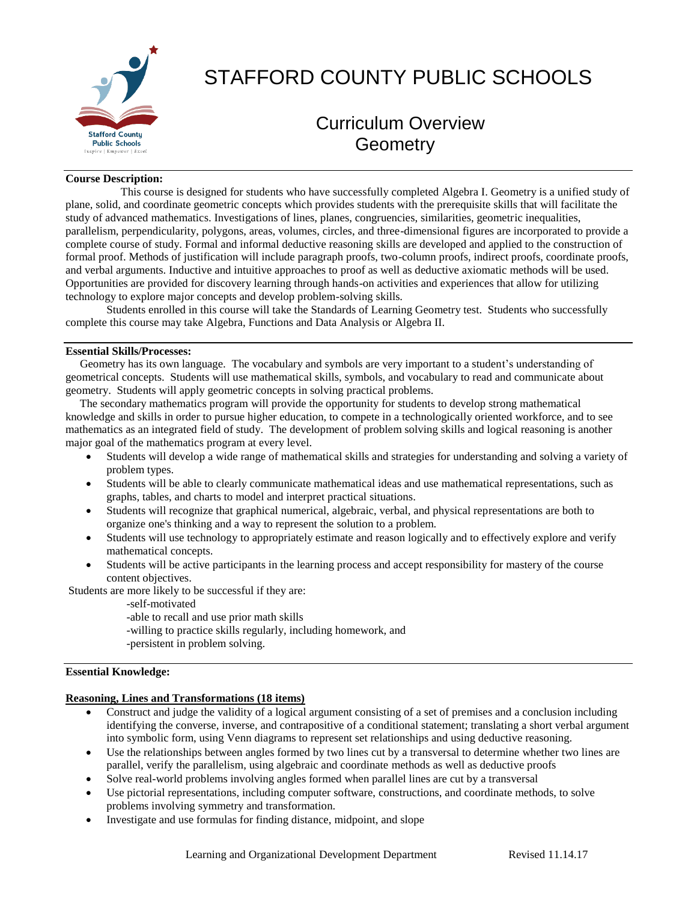# STAFFORD COUNTY PUBLIC SCHOOLS

## Curriculum Overview
## Geometry

**Course Description:**

This course is designed for students who have successfully completed Algebra I. Geometry is a unified study of plane, solid, and coordinate geometric concepts which provides students with the prerequisite skills that will facilitate the study of advanced mathematics. Investigations of lines, planes, congruencies, similarities, geometric inequalities, parallelism, perpendicularity, polygons, areas, volumes, circles, and three-dimensional figures are incorporated to provide a complete course of study. Formal and informal deductive reasoning skills are developed and applied to the construction of formal proof. Methods of justification will include paragraph proofs, two-column proofs, indirect proofs, coordinate proofs, and verbal arguments. Inductive and intuitive approaches to proof as well as deductive axiomatic methods will be used. Opportunities are provided for discovery learning through hands-on activities and experiences that allow for utilizing technology to explore major concepts and develop problem-solving skills.

Students enrolled in this course will take the Standards of Learning Geometry test. Students who successfully complete this course may take Algebra, Functions and Data Analysis or Algebra II.

**Essential Skills/Processes:**

Geometry has its own language. The vocabulary and symbols are very important to a student's understanding of geometrical concepts. Students will use mathematical skills, symbols, and vocabulary to read and communicate about geometry. Students will apply geometric concepts in solving practical problems.

The secondary mathematics program will provide the opportunity for students to develop strong mathematical knowledge and skills in order to pursue higher education, to compete in a technologically oriented workforce, and to see mathematics as an integrated field of study. The development of problem solving skills and logical reasoning is another major goal of the mathematics program at every level.

- Students will develop a wide range of mathematical skills and strategies for understanding and solving a variety of problem types.
- Students will be able to clearly communicate mathematical ideas and use mathematical representations, such as graphs, tables, and charts to model and interpret practical situations.
- Students will recognize that graphical numerical, algebraic, verbal, and physical representations are both to organize one's thinking and a way to represent the solution to a problem.
- Students will use technology to appropriately estimate and reason logically and to effectively explore and verify mathematical concepts.
- Students will be active participants in the learning process and accept responsibility for mastery of the course content objectives.

Students are more likely to be successful if they are:

-self-motivated
-able to recall and use prior math skills
-willing to practice skills regularly, including homework, and
-persistent in problem solving.

**Essential Knowledge:**

**Reasoning, Lines and Transformations (18 items)**

- Construct and judge the validity of a logical argument consisting of a set of premises and a conclusion including identifying the converse, inverse, and contrapositive of a conditional statement; translating a short verbal argument into symbolic form, using Venn diagrams to represent set relationships and using deductive reasoning.
- Use the relationships between angles formed by two lines cut by a transversal to determine whether two lines are parallel, verify the parallelism, using algebraic and coordinate methods as well as deductive proofs
- Solve real-world problems involving angles formed when parallel lines are cut by a transversal
- Use pictorial representations, including computer software, constructions, and coordinate methods, to solve problems involving symmetry and transformation.
- Investigate and use formulas for finding distance, midpoint, and slope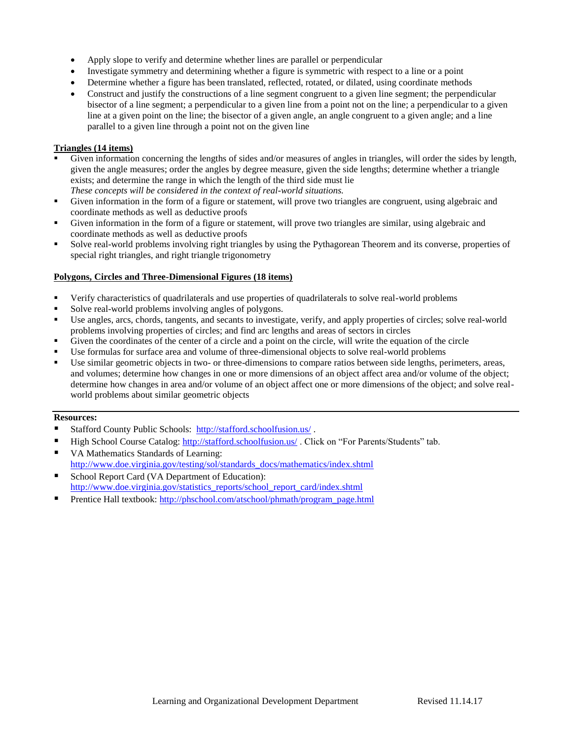- Apply slope to verify and determine whether lines are parallel or perpendicular
- Investigate symmetry and determining whether a figure is symmetric with respect to a line or a point
- Determine whether a figure has been translated, reflected, rotated, or dilated, using coordinate methods
- Construct and justify the constructions of a line segment congruent to a given line segment; the perpendicular bisector of a line segment; a perpendicular to a given line from a point not on the line; a perpendicular to a given line at a given point on the line; the bisector of a given angle, an angle congruent to a given angle; and a line parallel to a given line through a point not on the given line

**Triangles (14 items)**

- Given information concerning the lengths of sides and/or measures of angles in triangles, will order the sides by length, given the angle measures; order the angles by degree measure, given the side lengths; determine whether a triangle exists; and determine the range in which the length of the third side must lie
  *These concepts will be considered in the context of real-world situations.*
- Given information in the form of a figure or statement, will prove two triangles are congruent, using algebraic and coordinate methods as well as deductive proofs
- Given information in the form of a figure or statement, will prove two triangles are similar, using algebraic and coordinate methods as well as deductive proofs
- Solve real-world problems involving right triangles by using the Pythagorean Theorem and its converse, properties of special right triangles, and right triangle trigonometry

**Polygons, Circles and Three-Dimensional Figures (18 items)**

- Verify characteristics of quadrilaterals and use properties of quadrilaterals to solve real-world problems
- Solve real-world problems involving angles of polygons.
- Use angles, arcs, chords, tangents, and secants to investigate, verify, and apply properties of circles; solve real-world problems involving properties of circles; and find arc lengths and areas of sectors in circles
- Given the coordinates of the center of a circle and a point on the circle, will write the equation of the circle
- Use formulas for surface area and volume of three-dimensional objects to solve real-world problems
- Use similar geometric objects in two- or three-dimensions to compare ratios between side lengths, perimeters, areas, and volumes; determine how changes in one or more dimensions of an object affect area and/or volume of the object; determine how changes in area and/or volume of an object affect one or more dimensions of the object; and solve real-world problems about similar geometric objects

---

**Resources:**

- Stafford County Public Schools: http://stafford.schoolfusion.us/ .
- High School Course Catalog: http://stafford.schoolfusion.us/ . Click on "For Parents/Students" tab.
- VA Mathematics Standards of Learning: http://www.doe.virginia.gov/testing/sol/standards_docs/mathematics/index.shtml
- School Report Card (VA Department of Education): http://www.doe.virginia.gov/statistics_reports/school_report_card/index.shtml
- Prentice Hall textbook: http://phschool.com/atschool/phmath/program_page.html

Learning and Organizational Development Department Revised 11.14.17